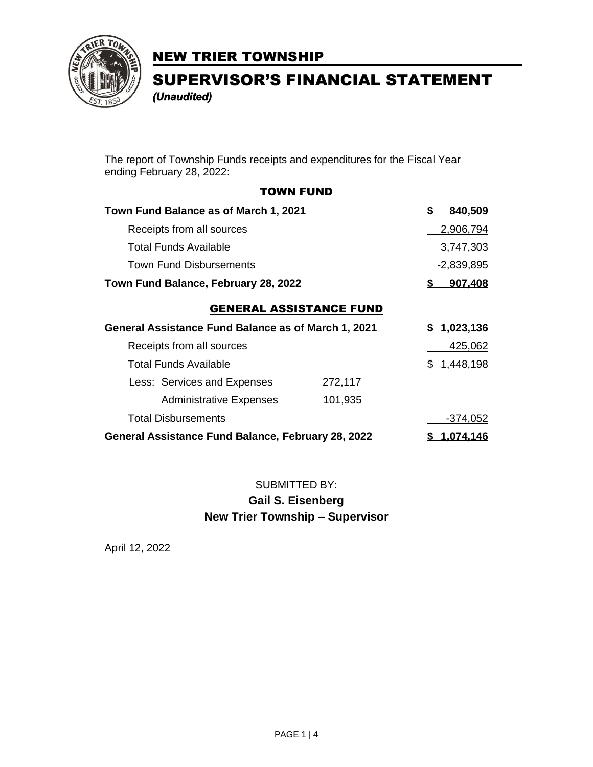# NEW TRIER TOWNSHIP

## SUPERVISOR'S FINANCIAL STATEMENT

***(Unaudited)***

The report of Township Funds receipts and expenditures for the Fiscal Year ending February 28, 2022:

### TOWN FUND

| | | |
|---|---|---|
| **Town Fund Balance as of March 1, 2021** | | **$ 840,509** |
| Receipts from all sources | | 2,906,794 |
| Total Funds Available | | 3,747,303 |
| Town Fund Disbursements | | -2,839,895 |
| **Town Fund Balance, February 28, 2022** | | **$ 907,408** |

### GENERAL ASSISTANCE FUND

| | | |
|---|---|---|
| **General Assistance Fund Balance as of March 1, 2021** | | **$ 1,023,136** |
| Receipts from all sources | | 425,062 |
| Total Funds Available | | $ 1,448,198 |
| Less: Services and Expenses | 272,117 | |
| Administrative Expenses | 101,935 | |
| Total Disbursements | | -374,052 |
| **General Assistance Fund Balance, February 28, 2022** | | **$ 1,074,146** |

SUBMITTED BY:

**Gail S. Eisenberg**

**New Trier Township – Supervisor**

April 12, 2022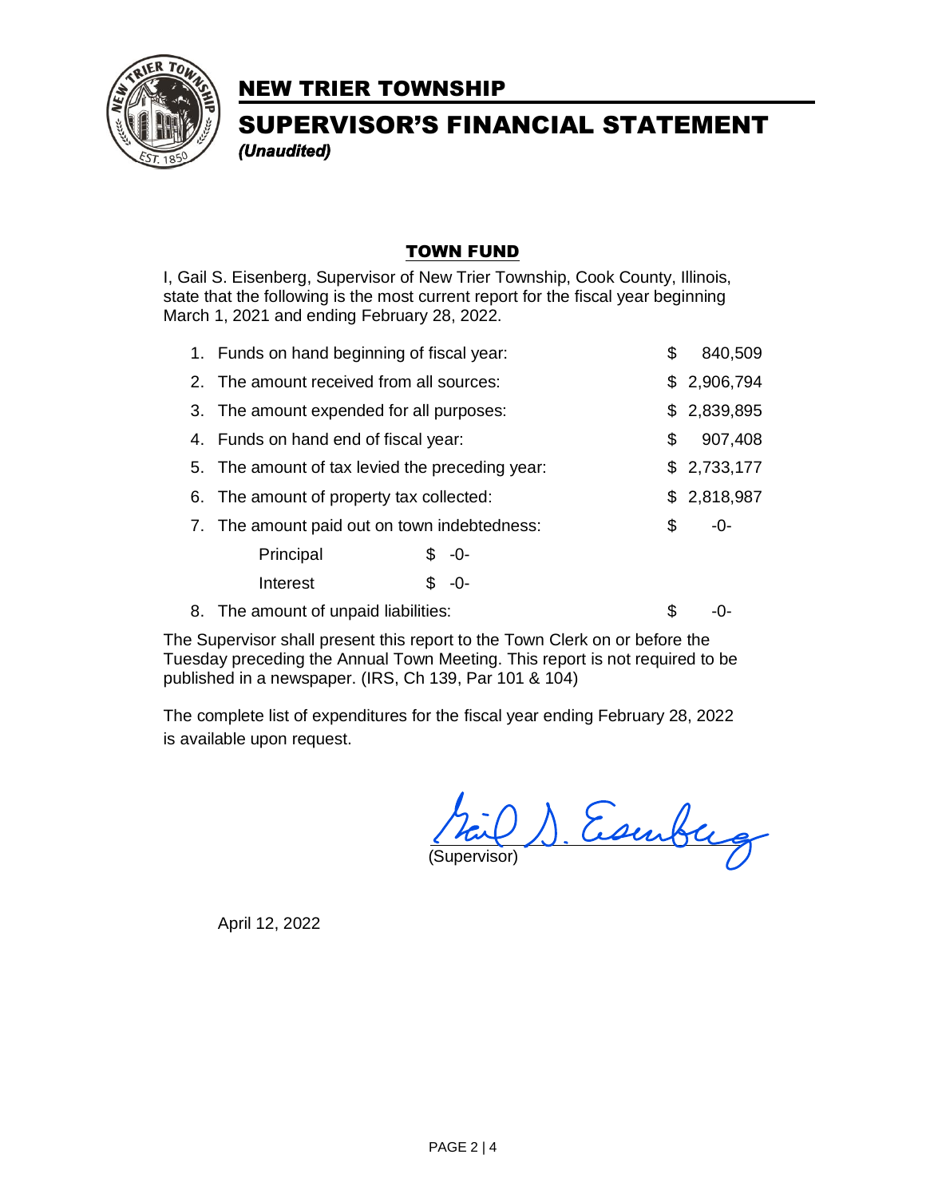# NEW TRIER TOWNSHIP

## SUPERVISOR'S FINANCIAL STATEMENT

***(Unaudited)***

### TOWN FUND

I, Gail S. Eisenberg, Supervisor of New Trier Township, Cook County, Illinois, state that the following is the most current report for the fiscal year beginning March 1, 2021 and ending February 28, 2022.

| | | | |
|---|---|---|---|
| 1. | Funds on hand beginning of fiscal year: | | $ 840,509 |
| 2. | The amount received from all sources: | | $ 2,906,794 |
| 3. | The amount expended for all purposes: | | $ 2,839,895 |
| 4. | Funds on hand end of fiscal year: | | $ 907,408 |
| 5. | The amount of tax levied the preceding year: | | $ 2,733,177 |
| 6. | The amount of property tax collected: | | $ 2,818,987 |
| 7. | The amount paid out on town indebtedness: | | $ -0- |
| | Principal | $ -0- | |
| | Interest | $ -0- | |
| 8. | The amount of unpaid liabilities: | | $ -0- |

The Supervisor shall present this report to the Town Clerk on or before the Tuesday preceding the Annual Town Meeting. This report is not required to be published in a newspaper. (IRS, Ch 139, Par 101 & 104)

The complete list of expenditures for the fiscal year ending February 28, 2022 is available upon request.

Gail S. Eisenberg
(Supervisor)

April 12, 2022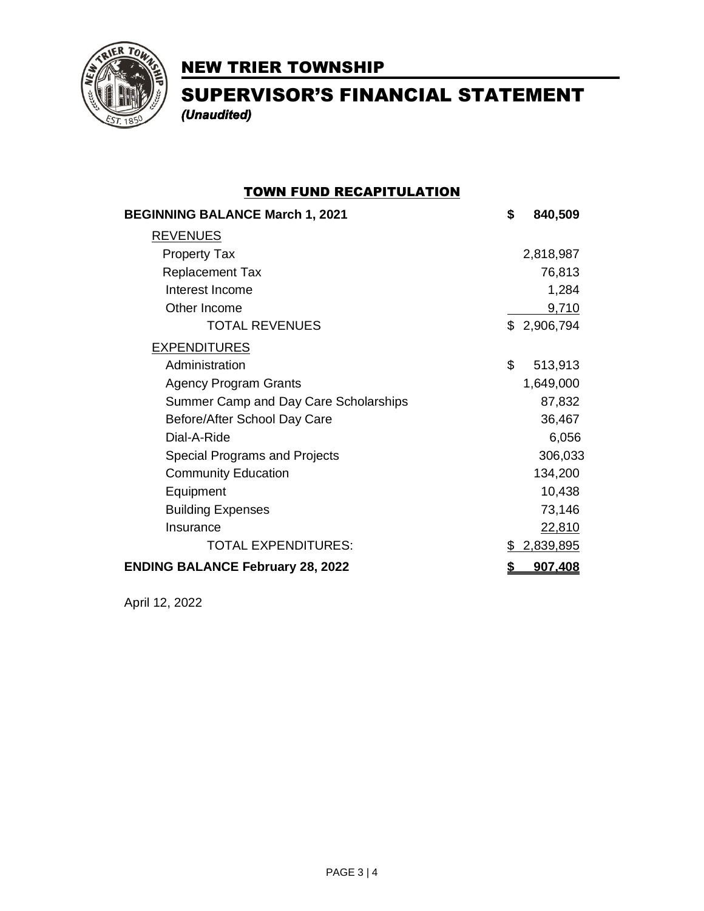# NEW TRIER TOWNSHIP

## SUPERVISOR'S FINANCIAL STATEMENT

***(Unaudited)***

### TOWN FUND RECAPITULATION

| | |
|---|---|
| **BEGINNING BALANCE March 1, 2021** | **$ 840,509** |
| REVENUES | |
| Property Tax | 2,818,987 |
| Replacement Tax | 76,813 |
| Interest Income | 1,284 |
| Other Income | 9,710 |
| TOTAL REVENUES | $ 2,906,794 |
| EXPENDITURES | |
| Administration | $ 513,913 |
| Agency Program Grants | 1,649,000 |
| Summer Camp and Day Care Scholarships | 87,832 |
| Before/After School Day Care | 36,467 |
| Dial-A-Ride | 6,056 |
| Special Programs and Projects | 306,033 |
| Community Education | 134,200 |
| Equipment | 10,438 |
| Building Expenses | 73,146 |
| Insurance | 22,810 |
| TOTAL EXPENDITURES: | $ 2,839,895 |
| **ENDING BALANCE February 28, 2022** | **$ 907,408** |

April 12, 2022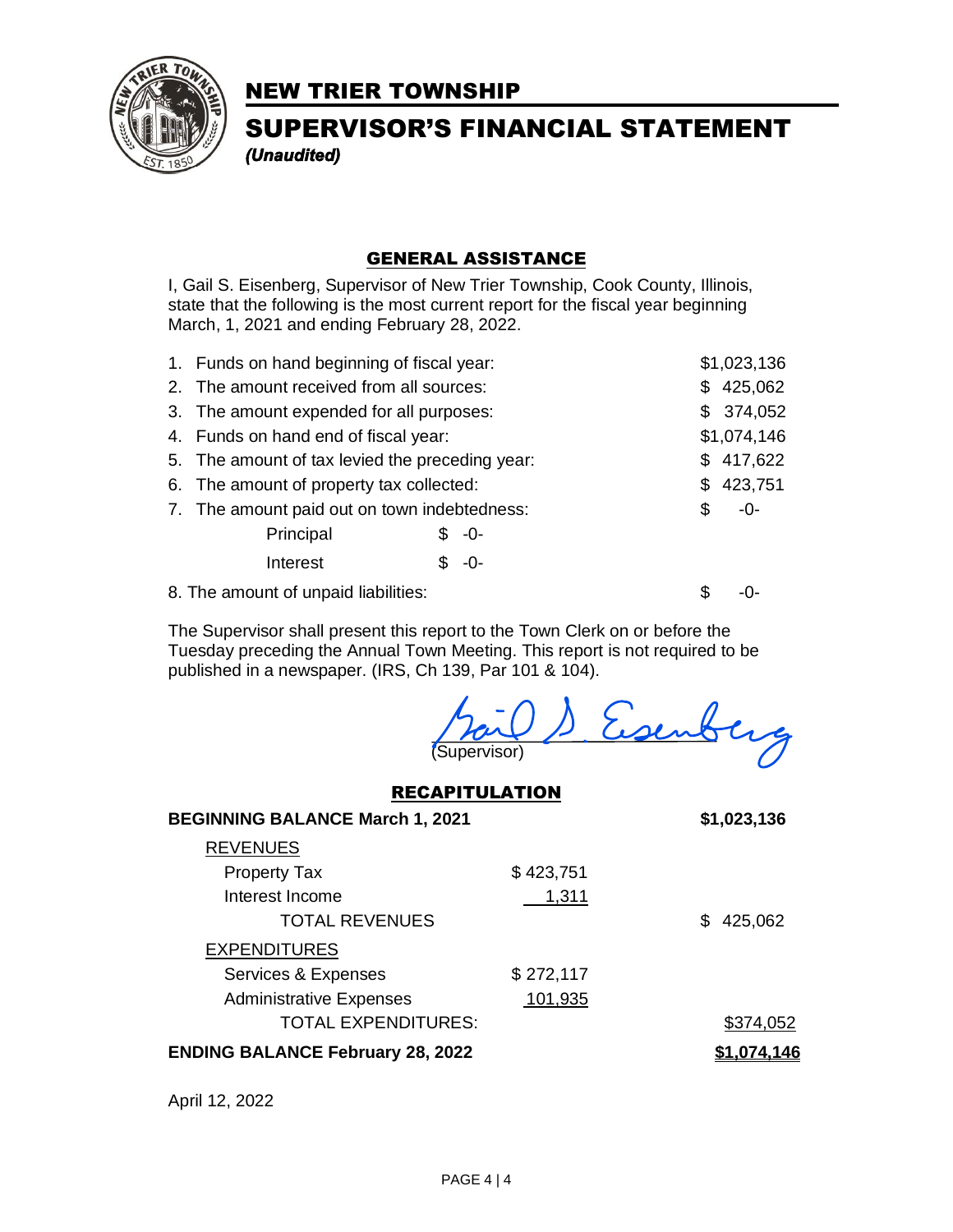# NEW TRIER TOWNSHIP

# SUPERVISOR'S FINANCIAL STATEMENT

***(Unaudited)***

## GENERAL ASSISTANCE

I, Gail S. Eisenberg, Supervisor of New Trier Township, Cook County, Illinois, state that the following is the most current report for the fiscal year beginning March, 1, 2021 and ending February 28, 2022.

| | | |
|---|---|---|
| 1. Funds on hand beginning of fiscal year: | | $1,023,136 |
| 2. The amount received from all sources: | | $ 425,062 |
| 3. The amount expended for all purposes: | | $ 374,052 |
| 4. Funds on hand end of fiscal year: | | $1,074,146 |
| 5. The amount of tax levied the preceding year: | | $ 417,622 |
| 6. The amount of property tax collected: | | $ 423,751 |
| 7. The amount paid out on town indebtedness: | | $ -0- |
| Principal | $ -0- | |
| Interest | $ -0- | |
| 8. The amount of unpaid liabilities: | | $ -0- |

The Supervisor shall present this report to the Town Clerk on or before the Tuesday preceding the Annual Town Meeting. This report is not required to be published in a newspaper. (IRS, Ch 139, Par 101 & 104).

Gail S. Eisenberg
(Supervisor)

## RECAPITULATION

| | | |
|---|---|---|
| **BEGINNING BALANCE March 1, 2021** | | **$1,023,136** |
| REVENUES | | |
| Property Tax | $ 423,751 | |
| Interest Income | 1,311 | |
| TOTAL REVENUES | | $ 425,062 |
| EXPENDITURES | | |
| Services & Expenses | $ 272,117 | |
| Administrative Expenses | 101,935 | |
| TOTAL EXPENDITURES: | | $374,052 |
| **ENDING BALANCE February 28, 2022** | | **$1,074,146** |

April 12, 2022